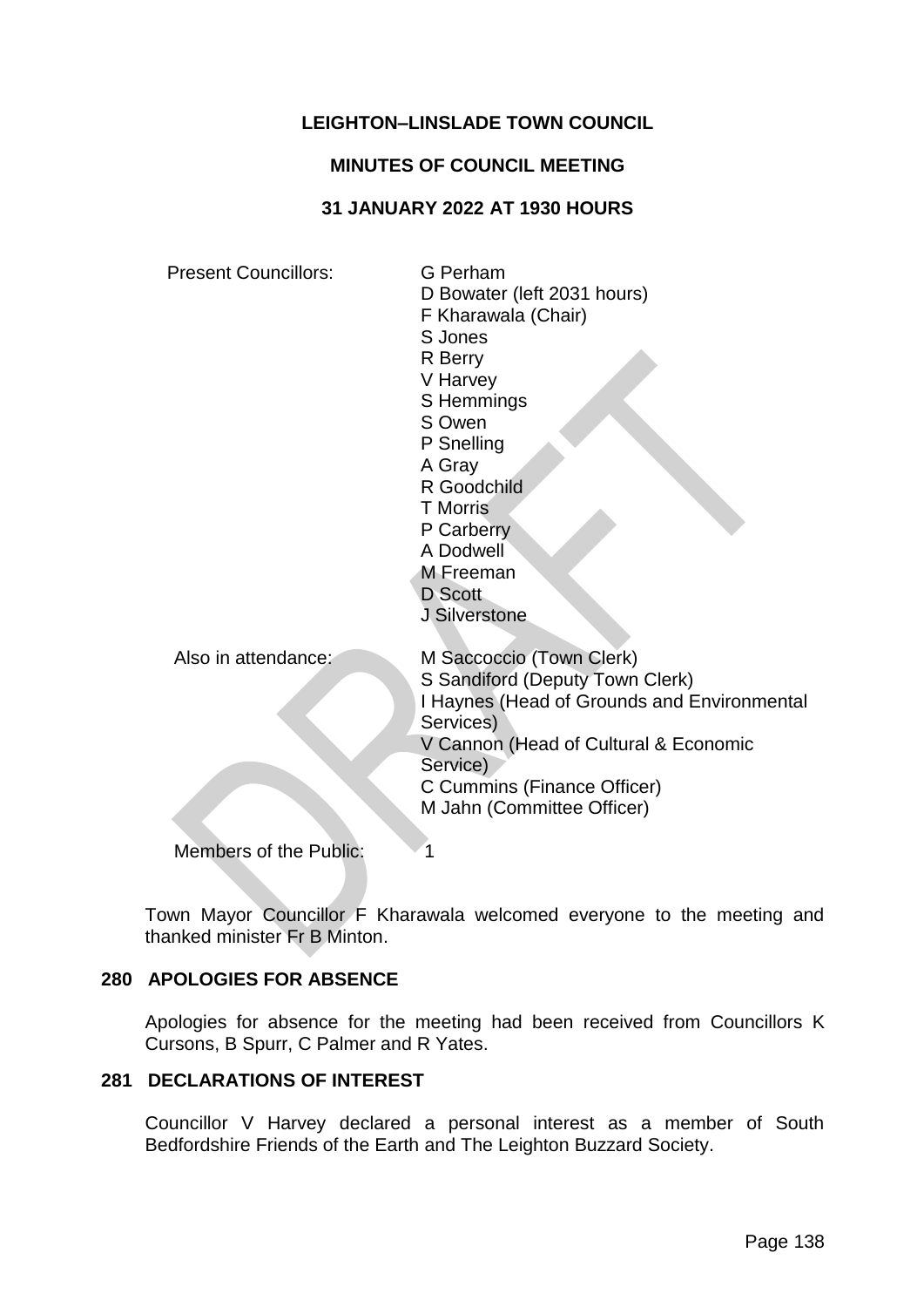**LEIGHTON–LINSLADE TOWN COUNCIL**

**MINUTES OF COUNCIL MEETING**

**31 JANUARY 2022 AT 1930 HOURS**

| | |
|---|---|
| Present Councillors: | G Perham<br>D Bowater (left 2031 hours)<br>F Kharawala (Chair)<br>S Jones<br>R Berry<br>V Harvey<br>S Hemmings<br>S Owen<br>P Snelling<br>A Gray<br>R Goodchild<br>T Morris<br>P Carberry<br>A Dodwell<br>M Freeman<br>D Scott<br>J Silverstone |
| Also in attendance: | M Saccoccio (Town Clerk)<br>S Sandiford (Deputy Town Clerk)<br>I Haynes (Head of Grounds and Environmental Services)<br>V Cannon (Head of Cultural & Economic Service)<br>C Cummins (Finance Officer)<br>M Jahn (Committee Officer) |
| Members of the Public: | 1 |

Town Mayor Councillor F Kharawala welcomed everyone to the meeting and thanked minister Fr B Minton.

## 280 APOLOGIES FOR ABSENCE

Apologies for absence for the meeting had been received from Councillors K Cursons, B Spurr, C Palmer and R Yates.

## 281 DECLARATIONS OF INTEREST

Councillor V Harvey declared a personal interest as a member of South Bedfordshire Friends of the Earth and The Leighton Buzzard Society.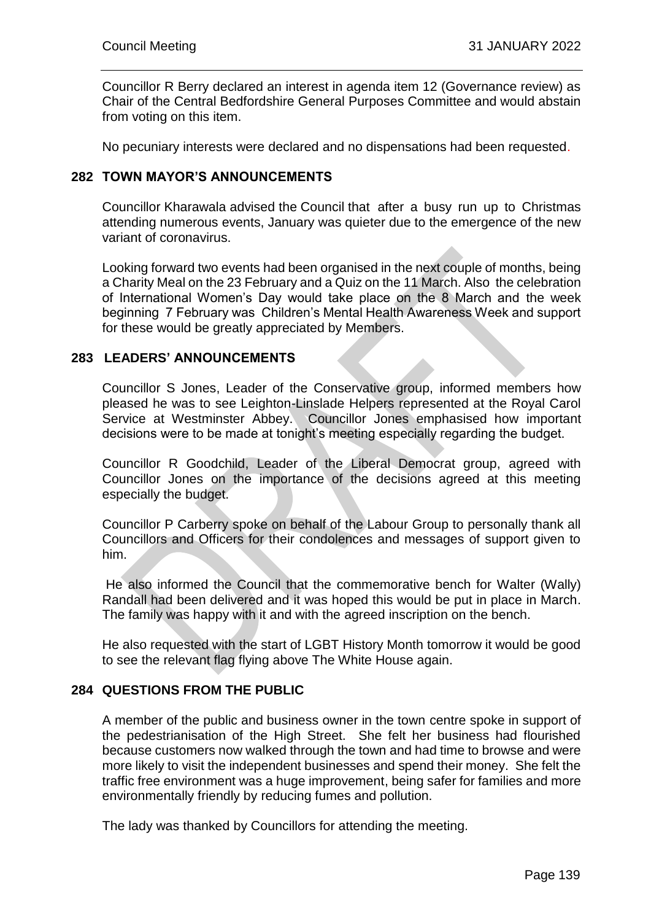Councillor R Berry declared an interest in agenda item 12 (Governance review) as Chair of the Central Bedfordshire General Purposes Committee and would abstain from voting on this item.

No pecuniary interests were declared and no dispensations had been requested.

## 282 TOWN MAYOR'S ANNOUNCEMENTS

Councillor Kharawala advised the Council that after a busy run up to Christmas attending numerous events, January was quieter due to the emergence of the new variant of coronavirus.

Looking forward two events had been organised in the next couple of months, being a Charity Meal on the 23 February and a Quiz on the 11 March. Also the celebration of International Women's Day would take place on the 8 March and the week beginning 7 February was Children's Mental Health Awareness Week and support for these would be greatly appreciated by Members.

## 283 LEADERS' ANNOUNCEMENTS

Councillor S Jones, Leader of the Conservative group, informed members how pleased he was to see Leighton-Linslade Helpers represented at the Royal Carol Service at Westminster Abbey. Councillor Jones emphasised how important decisions were to be made at tonight's meeting especially regarding the budget.

Councillor R Goodchild, Leader of the Liberal Democrat group, agreed with Councillor Jones on the importance of the decisions agreed at this meeting especially the budget.

Councillor P Carberry spoke on behalf of the Labour Group to personally thank all Councillors and Officers for their condolences and messages of support given to him.

He also informed the Council that the commemorative bench for Walter (Wally) Randall had been delivered and it was hoped this would be put in place in March. The family was happy with it and with the agreed inscription on the bench.

He also requested with the start of LGBT History Month tomorrow it would be good to see the relevant flag flying above The White House again.

## 284 QUESTIONS FROM THE PUBLIC

A member of the public and business owner in the town centre spoke in support of the pedestrianisation of the High Street. She felt her business had flourished because customers now walked through the town and had time to browse and were more likely to visit the independent businesses and spend their money. She felt the traffic free environment was a huge improvement, being safer for families and more environmentally friendly by reducing fumes and pollution.

The lady was thanked by Councillors for attending the meeting.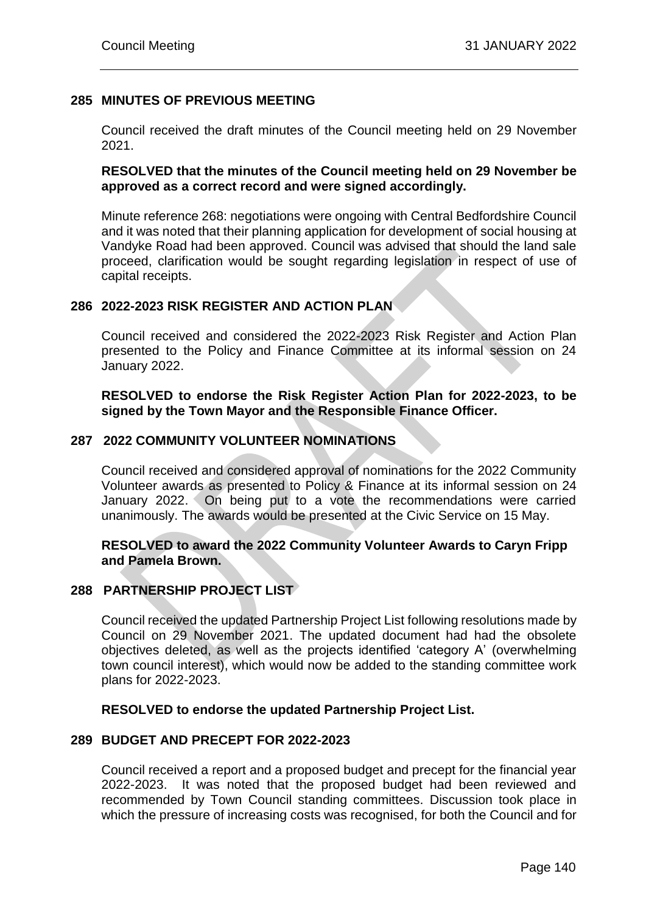## 285 MINUTES OF PREVIOUS MEETING

Council received the draft minutes of the Council meeting held on 29 November 2021.

**RESOLVED that the minutes of the Council meeting held on 29 November be approved as a correct record and were signed accordingly.**

Minute reference 268: negotiations were ongoing with Central Bedfordshire Council and it was noted that their planning application for development of social housing at Vandyke Road had been approved. Council was advised that should the land sale proceed, clarification would be sought regarding legislation in respect of use of capital receipts.

## 286 2022-2023 RISK REGISTER AND ACTION PLAN

Council received and considered the 2022-2023 Risk Register and Action Plan presented to the Policy and Finance Committee at its informal session on 24 January 2022.

**RESOLVED to endorse the Risk Register Action Plan for 2022-2023, to be signed by the Town Mayor and the Responsible Finance Officer.**

## 287 2022 COMMUNITY VOLUNTEER NOMINATIONS

Council received and considered approval of nominations for the 2022 Community Volunteer awards as presented to Policy & Finance at its informal session on 24 January 2022. On being put to a vote the recommendations were carried unanimously. The awards would be presented at the Civic Service on 15 May.

**RESOLVED to award the 2022 Community Volunteer Awards to Caryn Fripp and Pamela Brown.**

## 288 PARTNERSHIP PROJECT LIST

Council received the updated Partnership Project List following resolutions made by Council on 29 November 2021. The updated document had had the obsolete objectives deleted, as well as the projects identified 'category A' (overwhelming town council interest), which would now be added to the standing committee work plans for 2022-2023.

**RESOLVED to endorse the updated Partnership Project List.**

## 289 BUDGET AND PRECEPT FOR 2022-2023

Council received a report and a proposed budget and precept for the financial year 2022-2023. It was noted that the proposed budget had been reviewed and recommended by Town Council standing committees. Discussion took place in which the pressure of increasing costs was recognised, for both the Council and for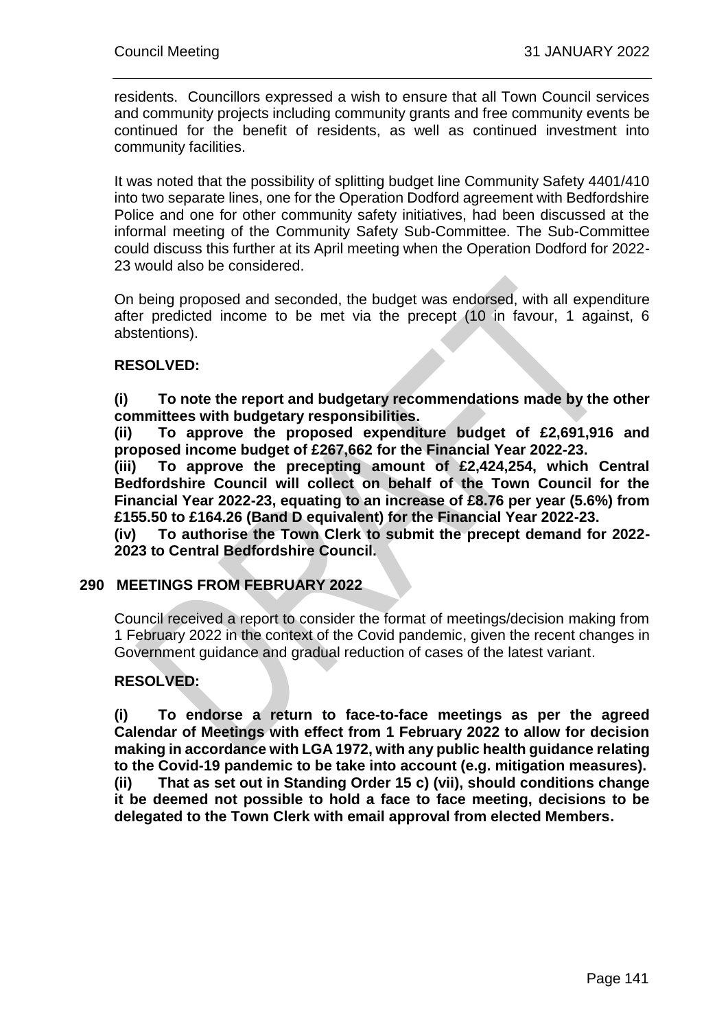residents. Councillors expressed a wish to ensure that all Town Council services and community projects including community grants and free community events be continued for the benefit of residents, as well as continued investment into community facilities.

It was noted that the possibility of splitting budget line Community Safety 4401/410 into two separate lines, one for the Operation Dodford agreement with Bedfordshire Police and one for other community safety initiatives, had been discussed at the informal meeting of the Community Safety Sub-Committee. The Sub-Committee could discuss this further at its April meeting when the Operation Dodford for 2022-23 would also be considered.

On being proposed and seconded, the budget was endorsed, with all expenditure after predicted income to be met via the precept (10 in favour, 1 against, 6 abstentions).

**RESOLVED:**

**(i) To note the report and budgetary recommendations made by the other committees with budgetary responsibilities.**
**(ii) To approve the proposed expenditure budget of £2,691,916 and proposed income budget of £267,662 for the Financial Year 2022-23.**
**(iii) To approve the precepting amount of £2,424,254, which Central Bedfordshire Council will collect on behalf of the Town Council for the Financial Year 2022-23, equating to an increase of £8.76 per year (5.6%) from £155.50 to £164.26 (Band D equivalent) for the Financial Year 2022-23.**
**(iv) To authorise the Town Clerk to submit the precept demand for 2022-2023 to Central Bedfordshire Council.**

## 290 MEETINGS FROM FEBRUARY 2022

Council received a report to consider the format of meetings/decision making from 1 February 2022 in the context of the Covid pandemic, given the recent changes in Government guidance and gradual reduction of cases of the latest variant.

**RESOLVED:**

**(i) To endorse a return to face-to-face meetings as per the agreed Calendar of Meetings with effect from 1 February 2022 to allow for decision making in accordance with LGA 1972, with any public health guidance relating to the Covid-19 pandemic to be take into account (e.g. mitigation measures).**
**(ii) That as set out in Standing Order 15 c) (vii), should conditions change it be deemed not possible to hold a face to face meeting, decisions to be delegated to the Town Clerk with email approval from elected Members.**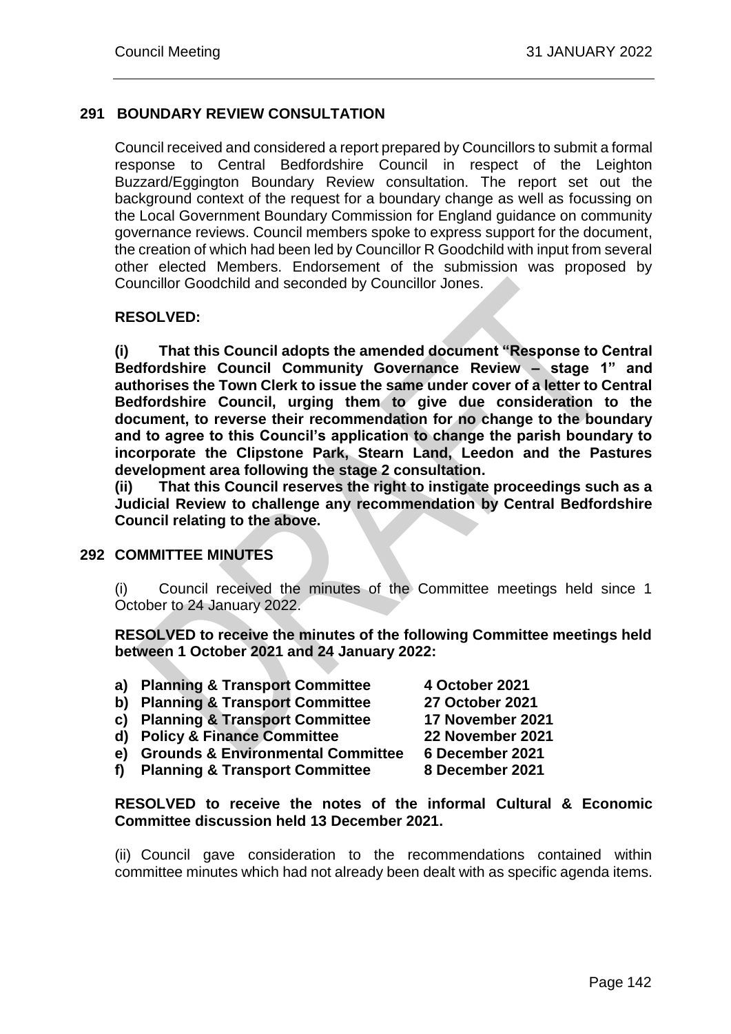## 291 BOUNDARY REVIEW CONSULTATION

Council received and considered a report prepared by Councillors to submit a formal response to Central Bedfordshire Council in respect of the Leighton Buzzard/Eggington Boundary Review consultation. The report set out the background context of the request for a boundary change as well as focussing on the Local Government Boundary Commission for England guidance on community governance reviews. Council members spoke to express support for the document, the creation of which had been led by Councillor R Goodchild with input from several other elected Members. Endorsement of the submission was proposed by Councillor Goodchild and seconded by Councillor Jones.

**RESOLVED:**

**(i) That this Council adopts the amended document "Response to Central Bedfordshire Council Community Governance Review – stage 1" and authorises the Town Clerk to issue the same under cover of a letter to Central Bedfordshire Council, urging them to give due consideration to the document, to reverse their recommendation for no change to the boundary and to agree to this Council's application to change the parish boundary to incorporate the Clipstone Park, Stearn Land, Leedon and the Pastures development area following the stage 2 consultation.**

**(ii) That this Council reserves the right to instigate proceedings such as a Judicial Review to challenge any recommendation by Central Bedfordshire Council relating to the above.**

## 292 COMMITTEE MINUTES

(i) Council received the minutes of the Committee meetings held since 1 October to 24 January 2022.

**RESOLVED to receive the minutes of the following Committee meetings held between 1 October 2021 and 24 January 2022:**

| | |
|---|---|
| **a) Planning & Transport Committee** | **4 October 2021** |
| **b) Planning & Transport Committee** | **27 October 2021** |
| **c) Planning & Transport Committee** | **17 November 2021** |
| **d) Policy & Finance Committee** | **22 November 2021** |
| **e) Grounds & Environmental Committee** | **6 December 2021** |
| **f) Planning & Transport Committee** | **8 December 2021** |

**RESOLVED to receive the notes of the informal Cultural & Economic Committee discussion held 13 December 2021.**

(ii) Council gave consideration to the recommendations contained within committee minutes which had not already been dealt with as specific agenda items.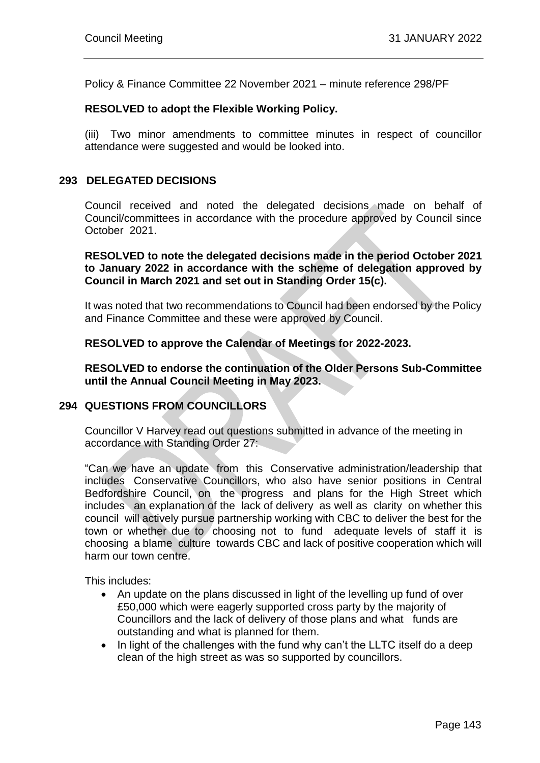Policy & Finance Committee 22 November 2021 – minute reference 298/PF

**RESOLVED to adopt the Flexible Working Policy.**

(iii) Two minor amendments to committee minutes in respect of councillor attendance were suggested and would be looked into.

## 293 DELEGATED DECISIONS

Council received and noted the delegated decisions made on behalf of Council/committees in accordance with the procedure approved by Council since October 2021.

**RESOLVED to note the delegated decisions made in the period October 2021 to January 2022 in accordance with the scheme of delegation approved by Council in March 2021 and set out in Standing Order 15(c).**

It was noted that two recommendations to Council had been endorsed by the Policy and Finance Committee and these were approved by Council.

**RESOLVED to approve the Calendar of Meetings for 2022-2023.**

**RESOLVED to endorse the continuation of the Older Persons Sub-Committee until the Annual Council Meeting in May 2023.**

## 294 QUESTIONS FROM COUNCILLORS

Councillor V Harvey read out questions submitted in advance of the meeting in accordance with Standing Order 27:

"Can we have an update from this Conservative administration/leadership that includes Conservative Councillors, who also have senior positions in Central Bedfordshire Council, on the progress and plans for the High Street which includes an explanation of the lack of delivery as well as clarity on whether this council will actively pursue partnership working with CBC to deliver the best for the town or whether due to choosing not to fund adequate levels of staff it is choosing a blame culture towards CBC and lack of positive cooperation which will harm our town centre.

This includes:

- An update on the plans discussed in light of the levelling up fund of over £50,000 which were eagerly supported cross party by the majority of Councillors and the lack of delivery of those plans and what funds are outstanding and what is planned for them.
- In light of the challenges with the fund why can't the LLTC itself do a deep clean of the high street as was so supported by councillors.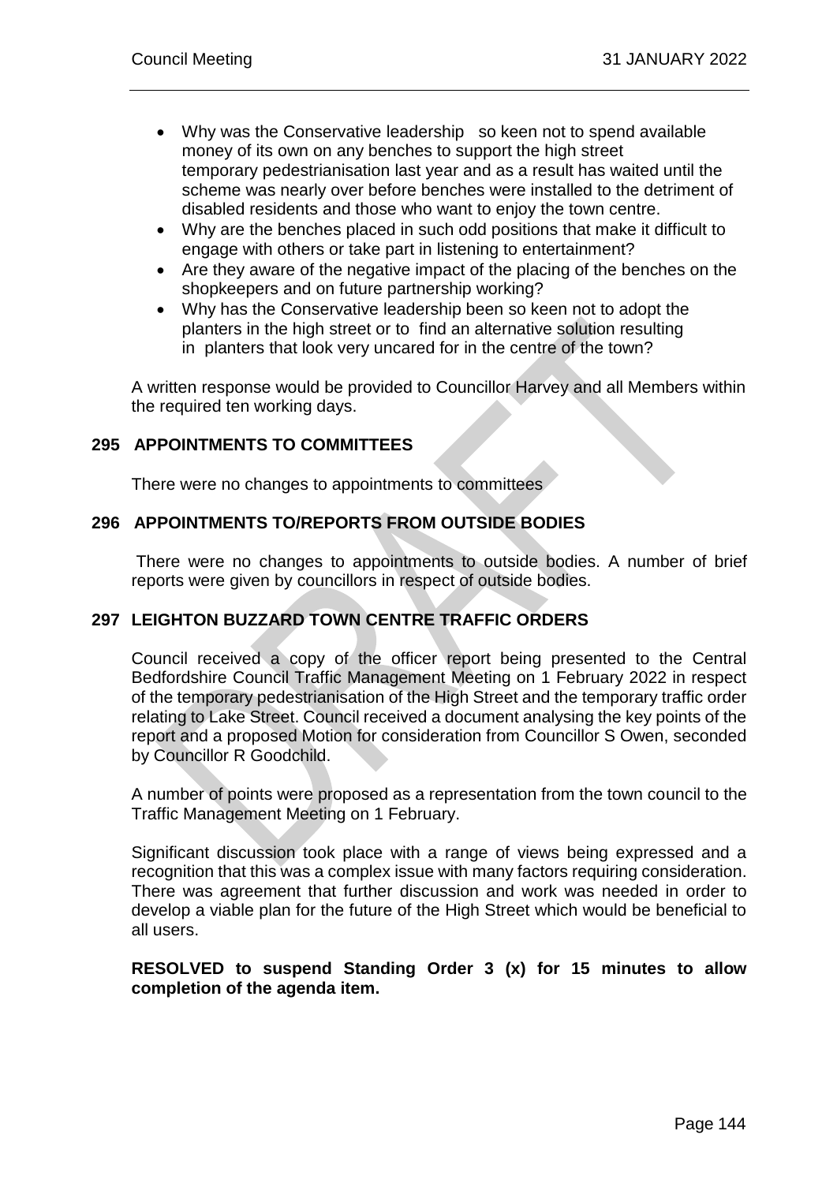- Why was the Conservative leadership so keen not to spend available money of its own on any benches to support the high street temporary pedestrianisation last year and as a result has waited until the scheme was nearly over before benches were installed to the detriment of disabled residents and those who want to enjoy the town centre.
- Why are the benches placed in such odd positions that make it difficult to engage with others or take part in listening to entertainment?
- Are they aware of the negative impact of the placing of the benches on the shopkeepers and on future partnership working?
- Why has the Conservative leadership been so keen not to adopt the planters in the high street or to find an alternative solution resulting in planters that look very uncared for in the centre of the town?

A written response would be provided to Councillor Harvey and all Members within the required ten working days.

## 295 APPOINTMENTS TO COMMITTEES

There were no changes to appointments to committees

## 296 APPOINTMENTS TO/REPORTS FROM OUTSIDE BODIES

There were no changes to appointments to outside bodies. A number of brief reports were given by councillors in respect of outside bodies.

## 297 LEIGHTON BUZZARD TOWN CENTRE TRAFFIC ORDERS

Council received a copy of the officer report being presented to the Central Bedfordshire Council Traffic Management Meeting on 1 February 2022 in respect of the temporary pedestrianisation of the High Street and the temporary traffic order relating to Lake Street. Council received a document analysing the key points of the report and a proposed Motion for consideration from Councillor S Owen, seconded by Councillor R Goodchild.

A number of points were proposed as a representation from the town council to the Traffic Management Meeting on 1 February.

Significant discussion took place with a range of views being expressed and a recognition that this was a complex issue with many factors requiring consideration. There was agreement that further discussion and work was needed in order to develop a viable plan for the future of the High Street which would be beneficial to all users.

**RESOLVED to suspend Standing Order 3 (x) for 15 minutes to allow completion of the agenda item.**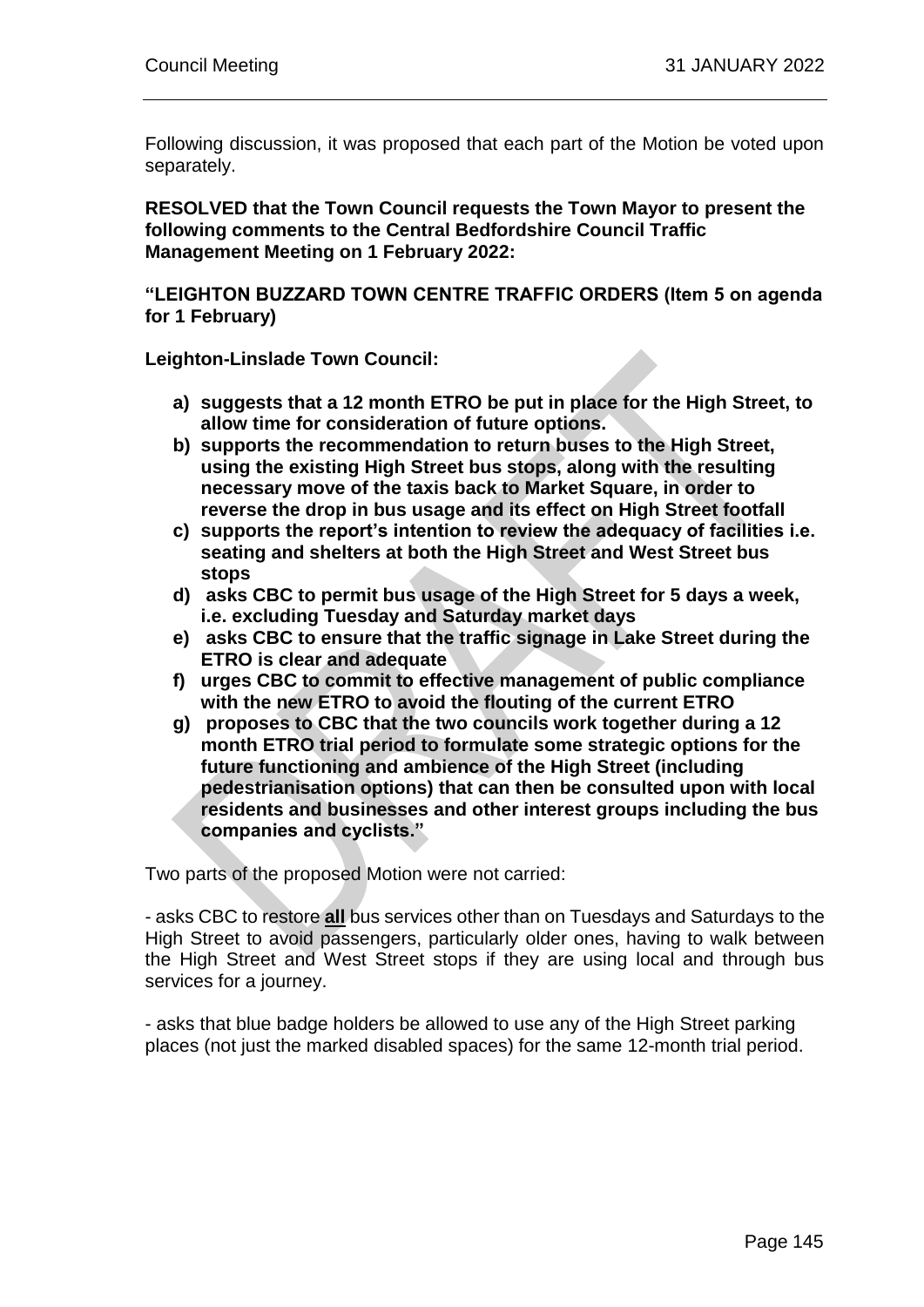Following discussion, it was proposed that each part of the Motion be voted upon separately.

**RESOLVED that the Town Council requests the Town Mayor to present the following comments to the Central Bedfordshire Council Traffic Management Meeting on 1 February 2022:**

**"LEIGHTON BUZZARD TOWN CENTRE TRAFFIC ORDERS (Item 5 on agenda for 1 February)**

**Leighton-Linslade Town Council:**

- **a) suggests that a 12 month ETRO be put in place for the High Street, to allow time for consideration of future options.**
- **b) supports the recommendation to return buses to the High Street, using the existing High Street bus stops, along with the resulting necessary move of the taxis back to Market Square, in order to reverse the drop in bus usage and its effect on High Street footfall**
- **c) supports the report's intention to review the adequacy of facilities i.e. seating and shelters at both the High Street and West Street bus stops**
- **d) asks CBC to permit bus usage of the High Street for 5 days a week, i.e. excluding Tuesday and Saturday market days**
- **e) asks CBC to ensure that the traffic signage in Lake Street during the ETRO is clear and adequate**
- **f) urges CBC to commit to effective management of public compliance with the new ETRO to avoid the flouting of the current ETRO**
- **g) proposes to CBC that the two councils work together during a 12 month ETRO trial period to formulate some strategic options for the future functioning and ambience of the High Street (including pedestrianisation options) that can then be consulted upon with local residents and businesses and other interest groups including the bus companies and cyclists."**

Two parts of the proposed Motion were not carried:

- asks CBC to restore **all** bus services other than on Tuesdays and Saturdays to the High Street to avoid passengers, particularly older ones, having to walk between the High Street and West Street stops if they are using local and through bus services for a journey.

- asks that blue badge holders be allowed to use any of the High Street parking places (not just the marked disabled spaces) for the same 12-month trial period.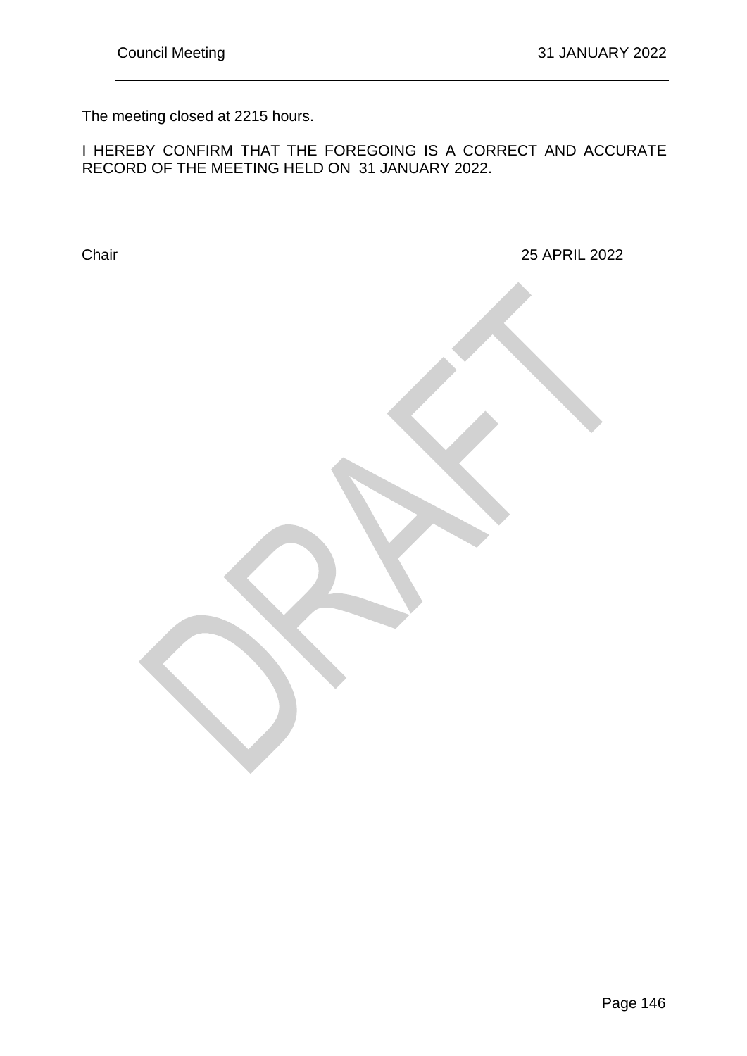The meeting closed at 2215 hours.

I HEREBY CONFIRM THAT THE FOREGOING IS A CORRECT AND ACCURATE RECORD OF THE MEETING HELD ON 31 JANUARY 2022.

Chair 25 APRIL 2022

DRAFT